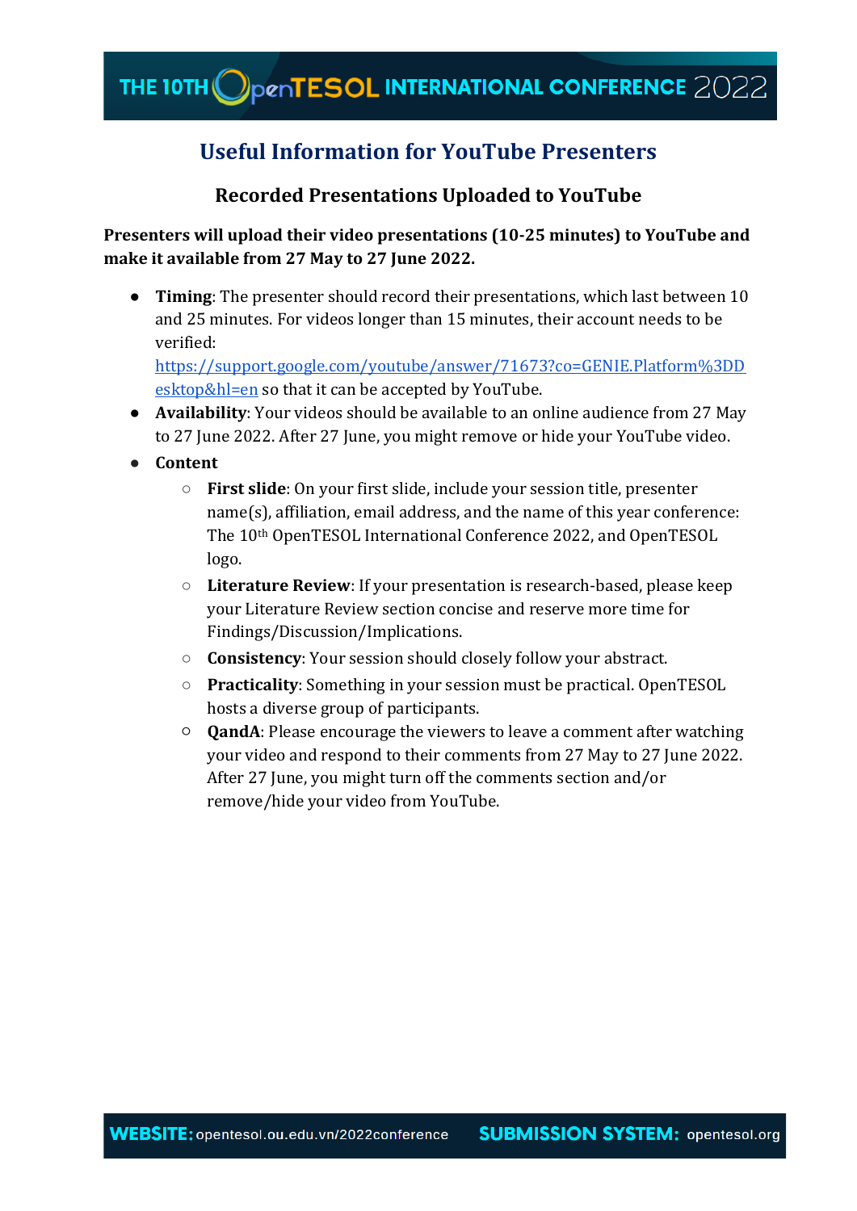## Useful Information for YouTube Presenters

### Recorded Presentations Uploaded to YouTube

**Presenters will upload their video presentations (10-25 minutes) to YouTube and make it available from 27 May to 27 June 2022.**

- **Timing**: The presenter should record their presentations, which last between 10 and 25 minutes. For videos longer than 15 minutes, their account needs to be verified: https://support.google.com/youtube/answer/71673?co=GENIE.Platform%3DDesktop&hl=en so that it can be accepted by YouTube.
- **Availability**: Your videos should be available to an online audience from 27 May to 27 June 2022. After 27 June, you might remove or hide your YouTube video.
- **Content**
  - **First slide**: On your first slide, include your session title, presenter name(s), affiliation, email address, and the name of this year conference: The 10th OpenTESOL International Conference 2022, and OpenTESOL logo.
  - **Literature Review**: If your presentation is research-based, please keep your Literature Review section concise and reserve more time for Findings/Discussion/Implications.
  - **Consistency**: Your session should closely follow your abstract.
  - **Practicality**: Something in your session must be practical. OpenTESOL hosts a diverse group of participants.
  - **QandA**: Please encourage the viewers to leave a comment after watching your video and respond to their comments from 27 May to 27 June 2022. After 27 June, you might turn off the comments section and/or remove/hide your video from YouTube.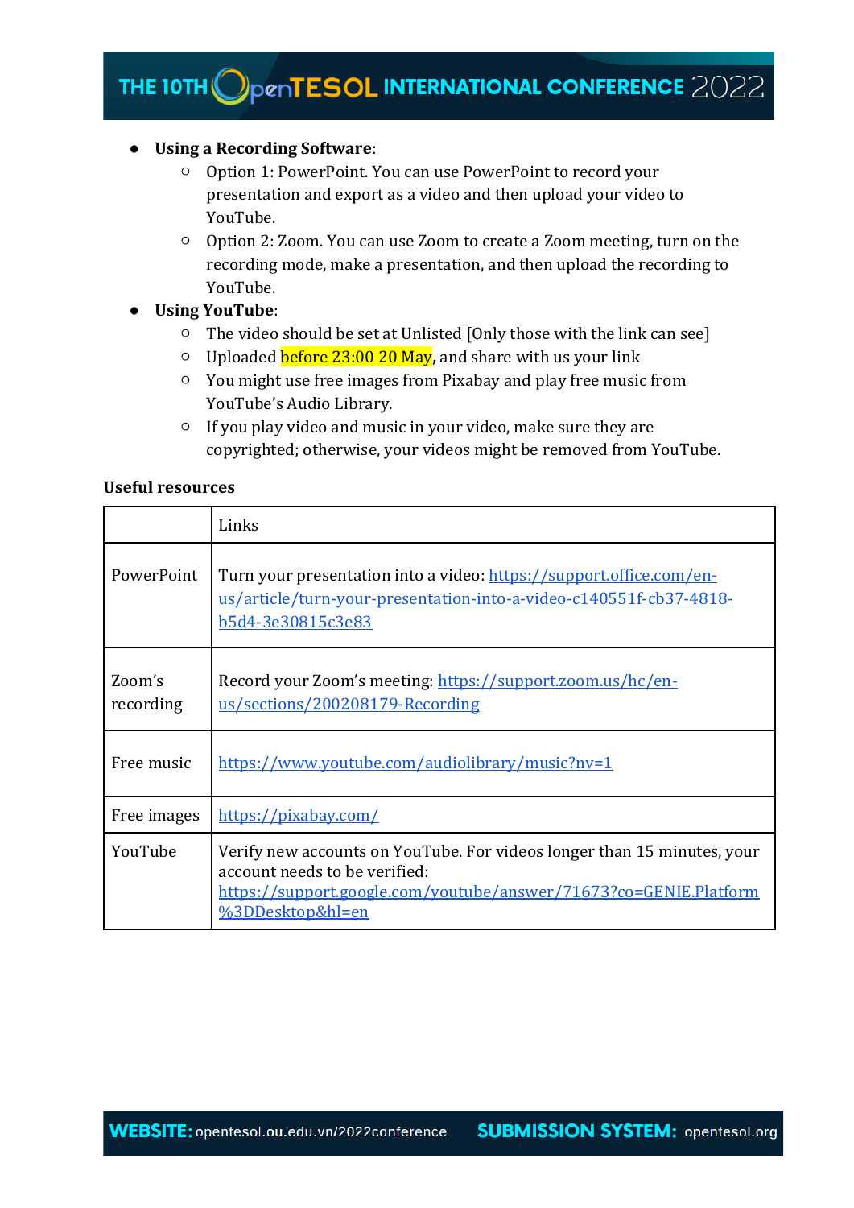- **Using a Recording Software**:
  - Option 1: PowerPoint. You can use PowerPoint to record your presentation and export as a video and then upload your video to YouTube.
  - Option 2: Zoom. You can use Zoom to create a Zoom meeting, turn on the recording mode, make a presentation, and then upload the recording to YouTube.
- **Using YouTube**:
  - The video should be set at Unlisted [Only those with the link can see]
  - Uploaded before 23:00 20 May**,** and share with us your link
  - You might use free images from Pixabay and play free music from YouTube's Audio Library.
  - If you play video and music in your video, make sure they are copyrighted; otherwise, your videos might be removed from YouTube.

**Useful resources**

| | Links |
|---|---|
| PowerPoint | Turn your presentation into a video: https://support.office.com/en-us/article/turn-your-presentation-into-a-video-c140551f-cb37-4818-b5d4-3e30815c3e83 |
| Zoom's recording | Record your Zoom's meeting: https://support.zoom.us/hc/en-us/sections/200208179-Recording |
| Free music | https://www.youtube.com/audiolibrary/music?nv=1 |
| Free images | https://pixabay.com/ |
| YouTube | Verify new accounts on YouTube. For videos longer than 15 minutes, your account needs to be verified: https://support.google.com/youtube/answer/71673?co=GENIE.Platform%3DDesktop&hl=en |